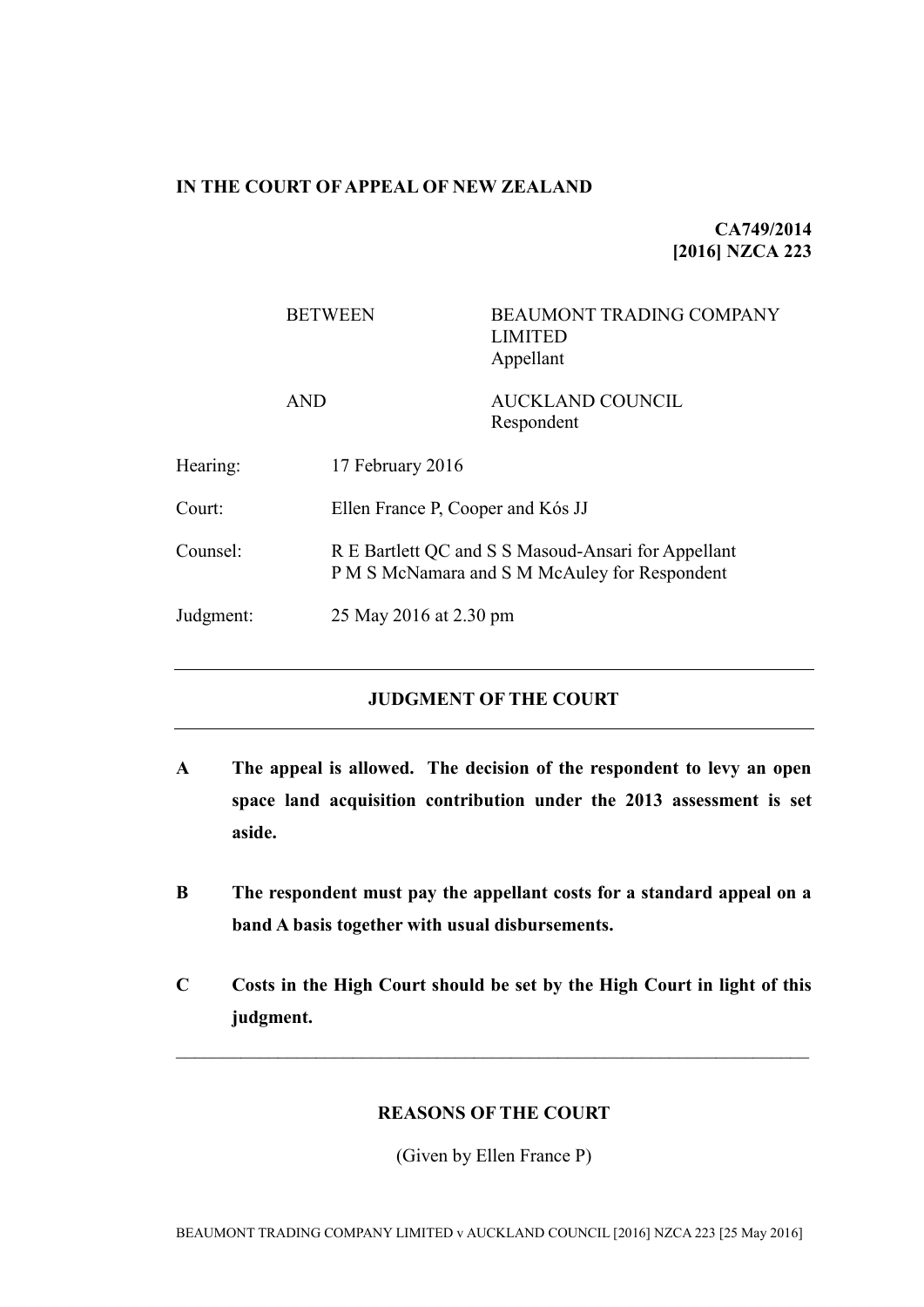**IN THE COURT OF APPEAL OF NEW ZEALAND**

**CA749/2014**
**[2016] NZCA 223**

| | |
|---|---|
| BETWEEN | BEAUMONT TRADING COMPANY LIMITED<br>Appellant |
| AND | AUCKLAND COUNCIL<br>Respondent |

| | |
|---|---|
| Hearing: | 17 February 2016 |
| Court: | Ellen France P, Cooper and Kós JJ |
| Counsel: | R E Bartlett QC and S S Masoud-Ansari for Appellant<br>P M S McNamara and S M McAuley for Respondent |
| Judgment: | 25 May 2016 at 2.30 pm |

---

## JUDGMENT OF THE COURT

---

**A The appeal is allowed. The decision of the respondent to levy an open space land acquisition contribution under the 2013 assessment is set aside.**

**B The respondent must pay the appellant costs for a standard appeal on a band A basis together with usual disbursements.**

**C Costs in the High Court should be set by the High Court in light of this judgment.**

---

## REASONS OF THE COURT

(Given by Ellen France P)

BEAUMONT TRADING COMPANY LIMITED v AUCKLAND COUNCIL [2016] NZCA 223 [25 May 2016]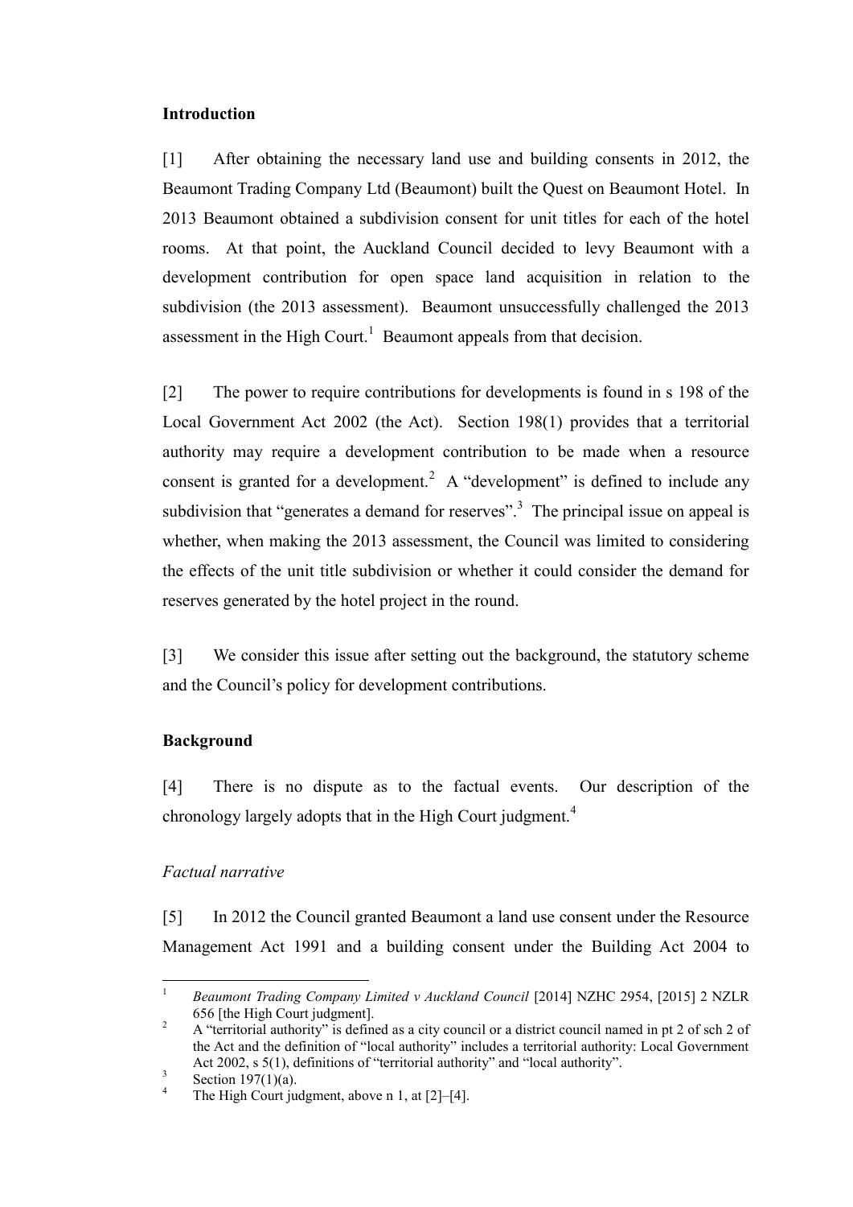**Introduction**

[1] After obtaining the necessary land use and building consents in 2012, the Beaumont Trading Company Ltd (Beaumont) built the Quest on Beaumont Hotel. In 2013 Beaumont obtained a subdivision consent for unit titles for each of the hotel rooms. At that point, the Auckland Council decided to levy Beaumont with a development contribution for open space land acquisition in relation to the subdivision (the 2013 assessment). Beaumont unsuccessfully challenged the 2013 assessment in the High Court.[1] Beaumont appeals from that decision.

[2] The power to require contributions for developments is found in s 198 of the Local Government Act 2002 (the Act). Section 198(1) provides that a territorial authority may require a development contribution to be made when a resource consent is granted for a development.[2] A "development" is defined to include any subdivision that "generates a demand for reserves".[3] The principal issue on appeal is whether, when making the 2013 assessment, the Council was limited to considering the effects of the unit title subdivision or whether it could consider the demand for reserves generated by the hotel project in the round.

[3] We consider this issue after setting out the background, the statutory scheme and the Council's policy for development contributions.

**Background**

[4] There is no dispute as to the factual events. Our description of the chronology largely adopts that in the High Court judgment.[4]

*Factual narrative*

[5] In 2012 the Council granted Beaumont a land use consent under the Resource Management Act 1991 and a building consent under the Building Act 2004 to

---

[1] *Beaumont Trading Company Limited v Auckland Council* [2014] NZHC 2954, [2015] 2 NZLR 656 [the High Court judgment].

[2] A "territorial authority" is defined as a city council or a district council named in pt 2 of sch 2 of the Act and the definition of "local authority" includes a territorial authority: Local Government Act 2002, s 5(1), definitions of "territorial authority" and "local authority".

[3] Section 197(1)(a).

[4] The High Court judgment, above n 1, at [2]–[4].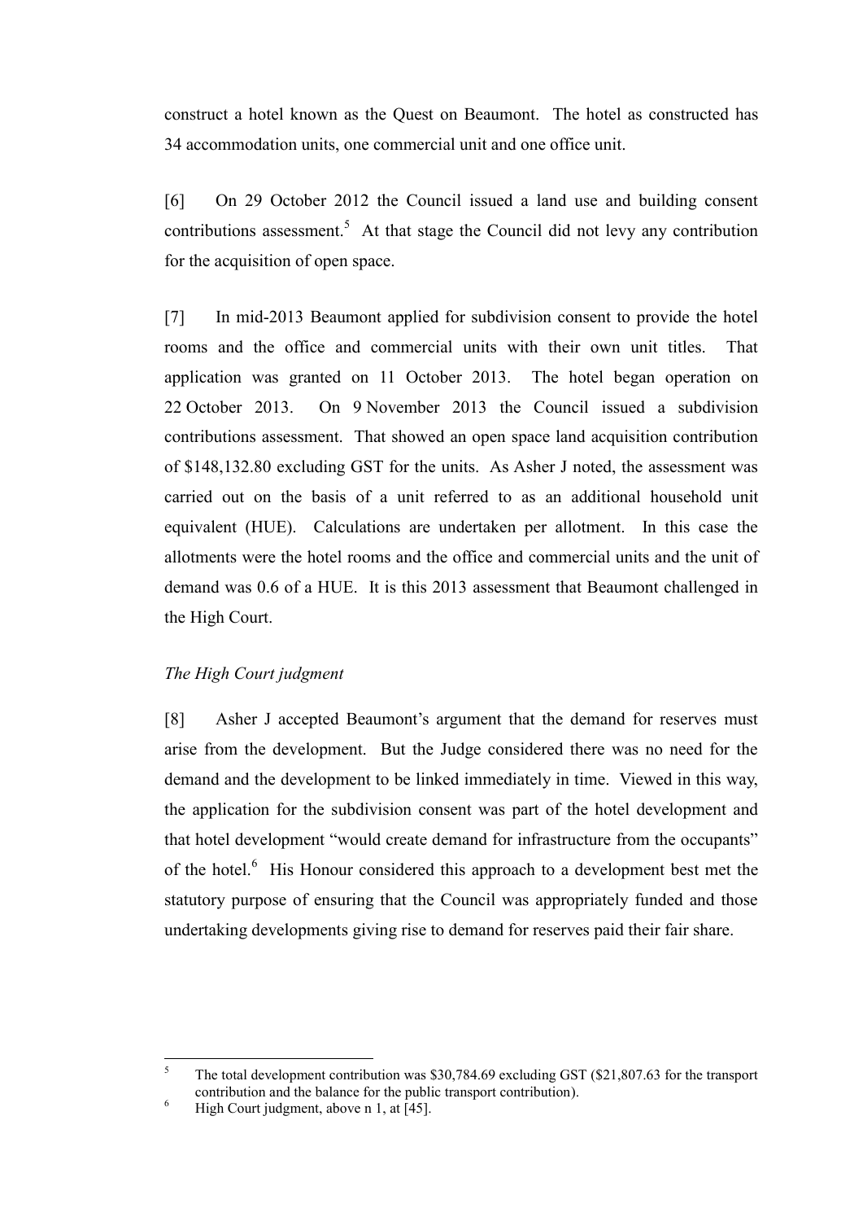construct a hotel known as the Quest on Beaumont. The hotel as constructed has 34 accommodation units, one commercial unit and one office unit.

[6] On 29 October 2012 the Council issued a land use and building consent contributions assessment.[5] At that stage the Council did not levy any contribution for the acquisition of open space.

[7] In mid-2013 Beaumont applied for subdivision consent to provide the hotel rooms and the office and commercial units with their own unit titles. That application was granted on 11 October 2013. The hotel began operation on 22 October 2013. On 9 November 2013 the Council issued a subdivision contributions assessment. That showed an open space land acquisition contribution of $148,132.80 excluding GST for the units. As Asher J noted, the assessment was carried out on the basis of a unit referred to as an additional household unit equivalent (HUE). Calculations are undertaken per allotment. In this case the allotments were the hotel rooms and the office and commercial units and the unit of demand was 0.6 of a HUE. It is this 2013 assessment that Beaumont challenged in the High Court.

*The High Court judgment*

[8] Asher J accepted Beaumont's argument that the demand for reserves must arise from the development. But the Judge considered there was no need for the demand and the development to be linked immediately in time. Viewed in this way, the application for the subdivision consent was part of the hotel development and that hotel development "would create demand for infrastructure from the occupants" of the hotel.[6] His Honour considered this approach to a development best met the statutory purpose of ensuring that the Council was appropriately funded and those undertaking developments giving rise to demand for reserves paid their fair share.

---

[5] The total development contribution was $30,784.69 excluding GST ($21,807.63 for the transport contribution and the balance for the public transport contribution).

[6] High Court judgment, above n 1, at [45].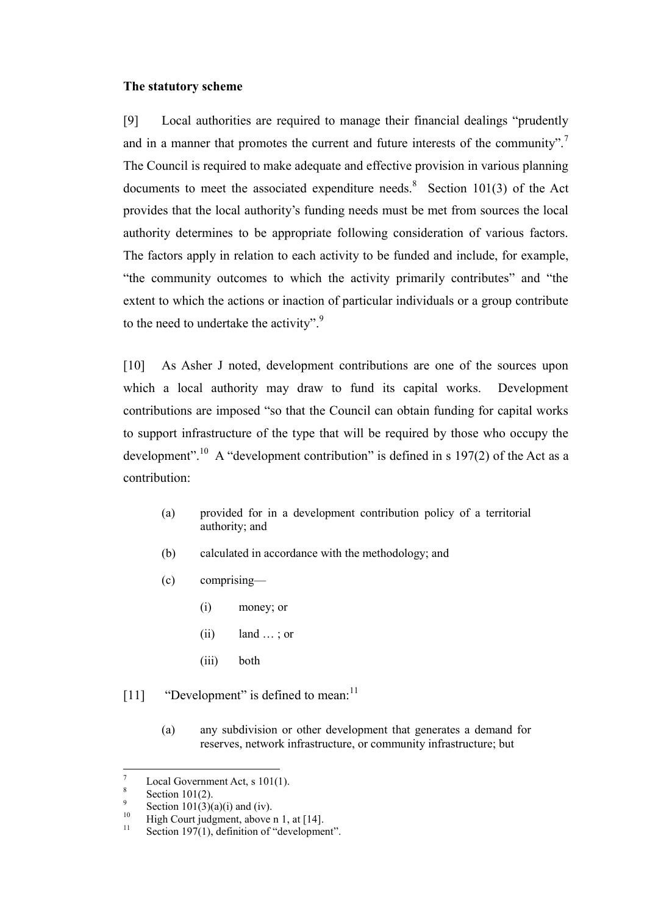**The statutory scheme**

[9] Local authorities are required to manage their financial dealings "prudently and in a manner that promotes the current and future interests of the community".[7] The Council is required to make adequate and effective provision in various planning documents to meet the associated expenditure needs.[8] Section 101(3) of the Act provides that the local authority's funding needs must be met from sources the local authority determines to be appropriate following consideration of various factors. The factors apply in relation to each activity to be funded and include, for example, "the community outcomes to which the activity primarily contributes" and "the extent to which the actions or inaction of particular individuals or a group contribute to the need to undertake the activity".[9]

[10] As Asher J noted, development contributions are one of the sources upon which a local authority may draw to fund its capital works. Development contributions are imposed "so that the Council can obtain funding for capital works to support infrastructure of the type that will be required by those who occupy the development".[10] A "development contribution" is defined in s 197(2) of the Act as a contribution:

> (a) provided for in a development contribution policy of a territorial authority; and
>
> (b) calculated in accordance with the methodology; and
>
> (c) comprising—
>
> (i) money; or
>
> (ii) land … ; or
>
> (iii) both

[11] "Development" is defined to mean:[11]

> (a) any subdivision or other development that generates a demand for reserves, network infrastructure, or community infrastructure; but

---

[7] Local Government Act, s 101(1).

[8] Section 101(2).

[9] Section 101(3)(a)(i) and (iv).

[10] High Court judgment, above n 1, at [14].

[11] Section 197(1), definition of "development".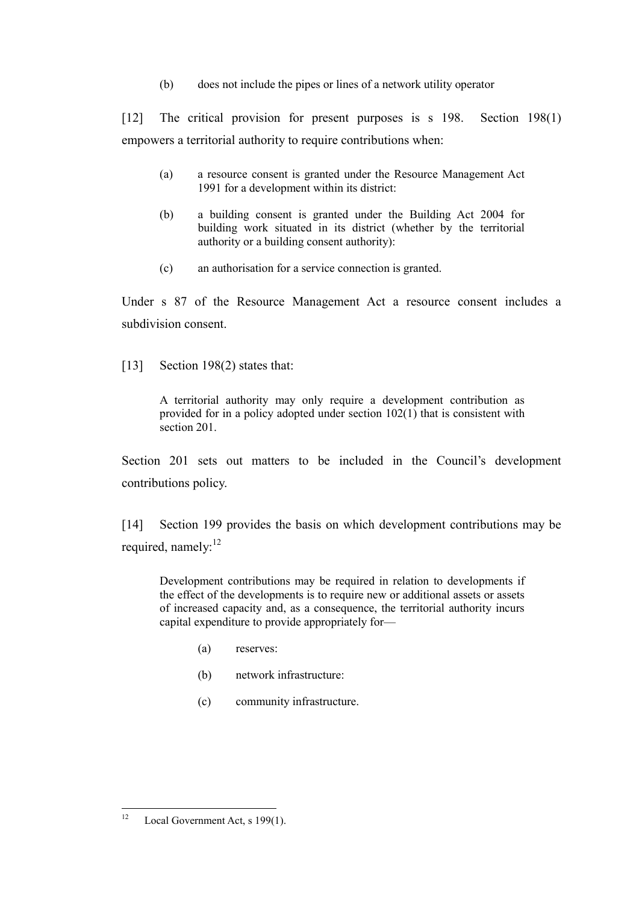(b) does not include the pipes or lines of a network utility operator

[12] The critical provision for present purposes is s 198. Section 198(1) empowers a territorial authority to require contributions when:

> (a) a resource consent is granted under the Resource Management Act 1991 for a development within its district:
>
> (b) a building consent is granted under the Building Act 2004 for building work situated in its district (whether by the territorial authority or a building consent authority):
>
> (c) an authorisation for a service connection is granted.

Under s 87 of the Resource Management Act a resource consent includes a subdivision consent.

[13] Section 198(2) states that:

> A territorial authority may only require a development contribution as provided for in a policy adopted under section 102(1) that is consistent with section 201.

Section 201 sets out matters to be included in the Council's development contributions policy.

[14] Section 199 provides the basis on which development contributions may be required, namely:[12]

> Development contributions may be required in relation to developments if the effect of the developments is to require new or additional assets or assets of increased capacity and, as a consequence, the territorial authority incurs capital expenditure to provide appropriately for—
>
> (a) reserves:
>
> (b) network infrastructure:
>
> (c) community infrastructure.

---

[12] Local Government Act, s 199(1).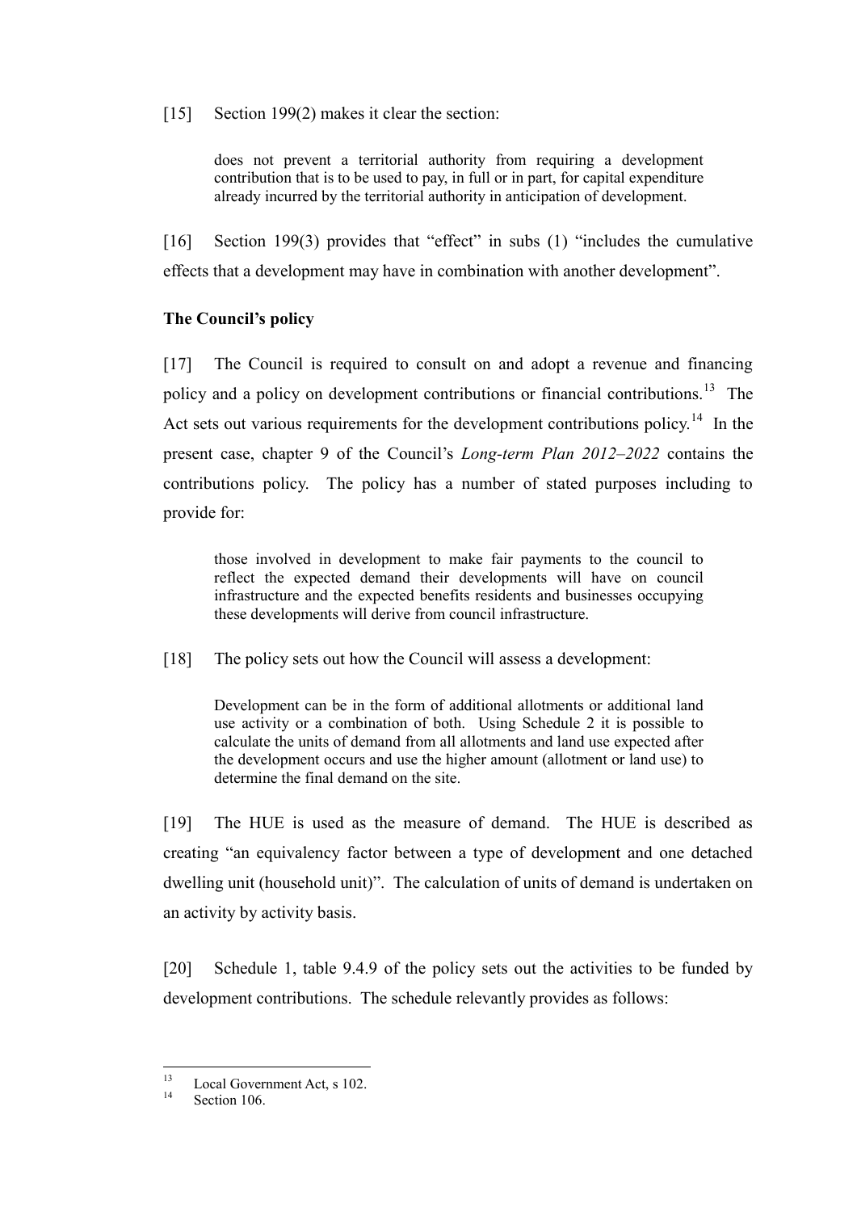[15] Section 199(2) makes it clear the section:

> does not prevent a territorial authority from requiring a development contribution that is to be used to pay, in full or in part, for capital expenditure already incurred by the territorial authority in anticipation of development.

[16] Section 199(3) provides that "effect" in subs (1) "includes the cumulative effects that a development may have in combination with another development".

**The Council's policy**

[17] The Council is required to consult on and adopt a revenue and financing policy and a policy on development contributions or financial contributions.[13] The Act sets out various requirements for the development contributions policy.[14] In the present case, chapter 9 of the Council's *Long-term Plan 2012–2022* contains the contributions policy. The policy has a number of stated purposes including to provide for:

> those involved in development to make fair payments to the council to reflect the expected demand their developments will have on council infrastructure and the expected benefits residents and businesses occupying these developments will derive from council infrastructure.

[18] The policy sets out how the Council will assess a development:

> Development can be in the form of additional allotments or additional land use activity or a combination of both. Using Schedule 2 it is possible to calculate the units of demand from all allotments and land use expected after the development occurs and use the higher amount (allotment or land use) to determine the final demand on the site.

[19] The HUE is used as the measure of demand. The HUE is described as creating "an equivalency factor between a type of development and one detached dwelling unit (household unit)". The calculation of units of demand is undertaken on an activity by activity basis.

[20] Schedule 1, table 9.4.9 of the policy sets out the activities to be funded by development contributions. The schedule relevantly provides as follows:

---

[13] Local Government Act, s 102.

[14] Section 106.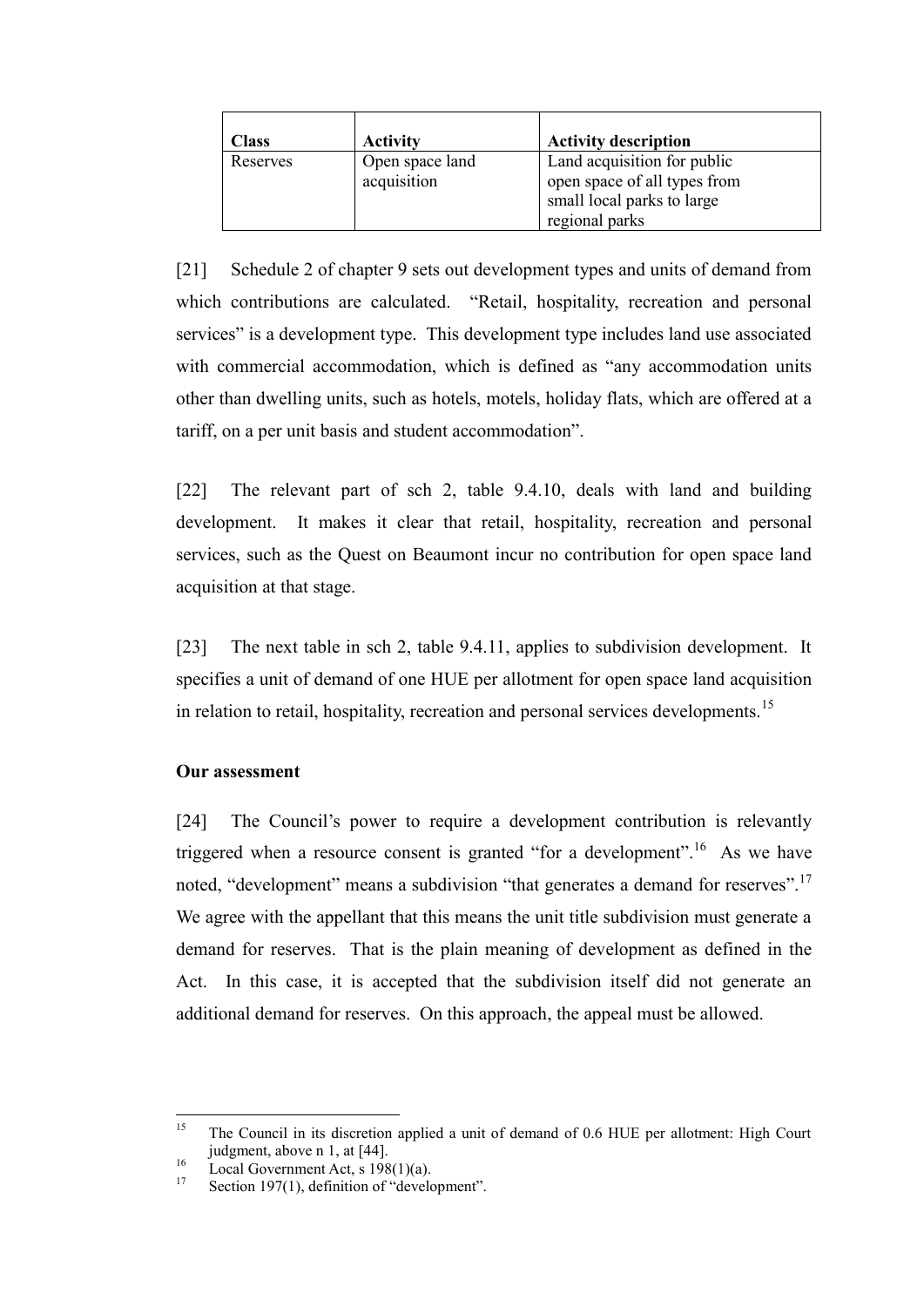| Class | Activity | Activity description |
| --- | --- | --- |
| Reserves | Open space land acquisition | Land acquisition for public open space of all types from small local parks to large regional parks |

[21] Schedule 2 of chapter 9 sets out development types and units of demand from which contributions are calculated. "Retail, hospitality, recreation and personal services" is a development type. This development type includes land use associated with commercial accommodation, which is defined as "any accommodation units other than dwelling units, such as hotels, motels, holiday flats, which are offered at a tariff, on a per unit basis and student accommodation".

[22] The relevant part of sch 2, table 9.4.10, deals with land and building development. It makes it clear that retail, hospitality, recreation and personal services, such as the Quest on Beaumont incur no contribution for open space land acquisition at that stage.

[23] The next table in sch 2, table 9.4.11, applies to subdivision development. It specifies a unit of demand of one HUE per allotment for open space land acquisition in relation to retail, hospitality, recreation and personal services developments.[15]

**Our assessment**

[24] The Council's power to require a development contribution is relevantly triggered when a resource consent is granted "for a development".[16] As we have noted, "development" means a subdivision "that generates a demand for reserves".[17] We agree with the appellant that this means the unit title subdivision must generate a demand for reserves. That is the plain meaning of development as defined in the Act. In this case, it is accepted that the subdivision itself did not generate an additional demand for reserves. On this approach, the appeal must be allowed.

---

[15] The Council in its discretion applied a unit of demand of 0.6 HUE per allotment: High Court judgment, above n 1, at [44].

[16] Local Government Act, s 198(1)(a).

[17] Section 197(1), definition of "development".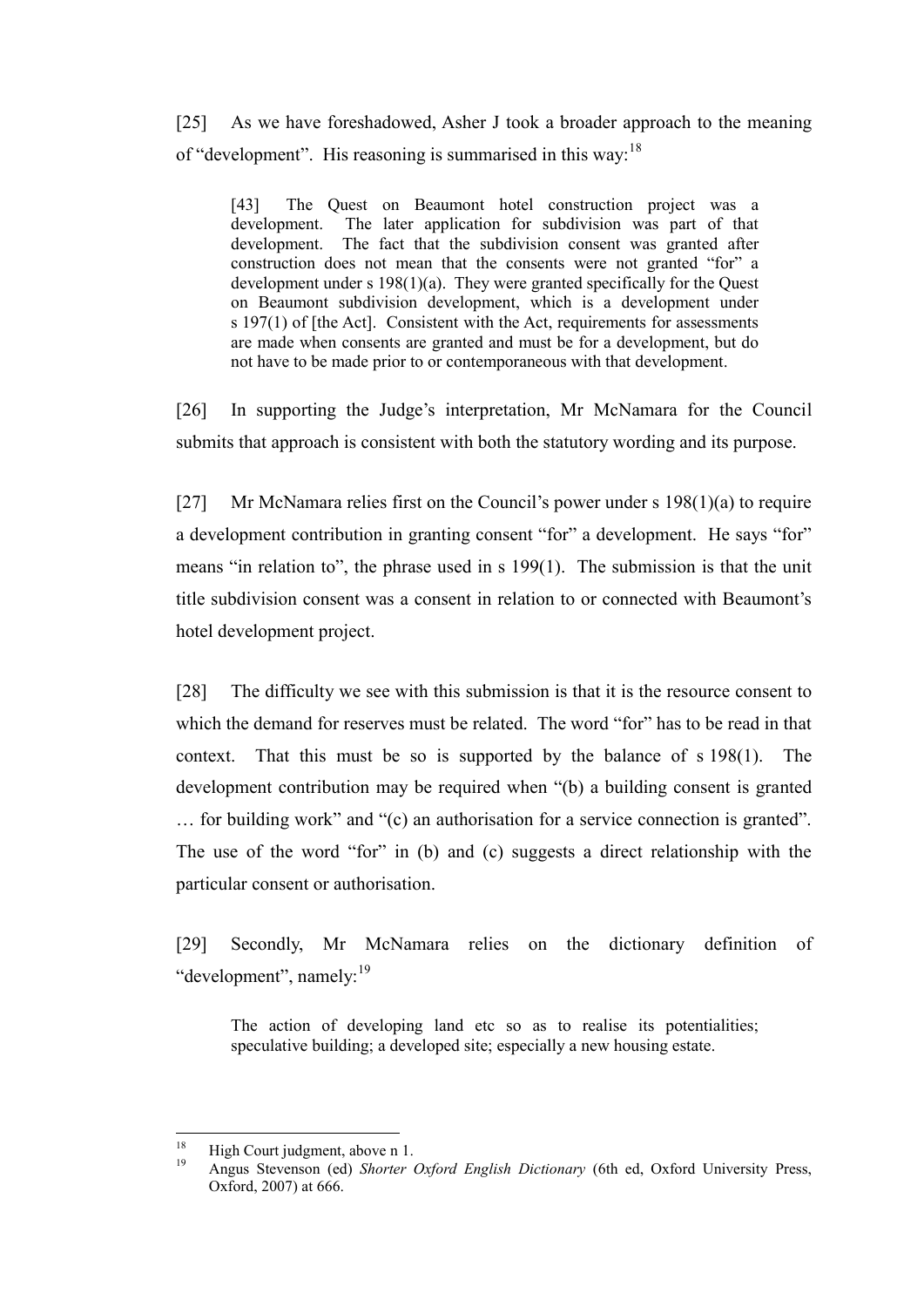[25] As we have foreshadowed, Asher J took a broader approach to the meaning of "development". His reasoning is summarised in this way:[18]

> [43] The Quest on Beaumont hotel construction project was a development. The later application for subdivision was part of that development. The fact that the subdivision consent was granted after construction does not mean that the consents were not granted "for" a development under s 198(1)(a). They were granted specifically for the Quest on Beaumont subdivision development, which is a development under s 197(1) of [the Act]. Consistent with the Act, requirements for assessments are made when consents are granted and must be for a development, but do not have to be made prior to or contemporaneous with that development.

[26] In supporting the Judge's interpretation, Mr McNamara for the Council submits that approach is consistent with both the statutory wording and its purpose.

[27] Mr McNamara relies first on the Council's power under s 198(1)(a) to require a development contribution in granting consent "for" a development. He says "for" means "in relation to", the phrase used in s 199(1). The submission is that the unit title subdivision consent was a consent in relation to or connected with Beaumont's hotel development project.

[28] The difficulty we see with this submission is that it is the resource consent to which the demand for reserves must be related. The word "for" has to be read in that context. That this must be so is supported by the balance of s 198(1). The development contribution may be required when "(b) a building consent is granted … for building work" and "(c) an authorisation for a service connection is granted". The use of the word "for" in (b) and (c) suggests a direct relationship with the particular consent or authorisation.

[29] Secondly, Mr McNamara relies on the dictionary definition of "development", namely:[19]

> The action of developing land etc so as to realise its potentialities; speculative building; a developed site; especially a new housing estate.

---

[18] High Court judgment, above n 1.

[19] Angus Stevenson (ed) *Shorter Oxford English Dictionary* (6th ed, Oxford University Press, Oxford, 2007) at 666.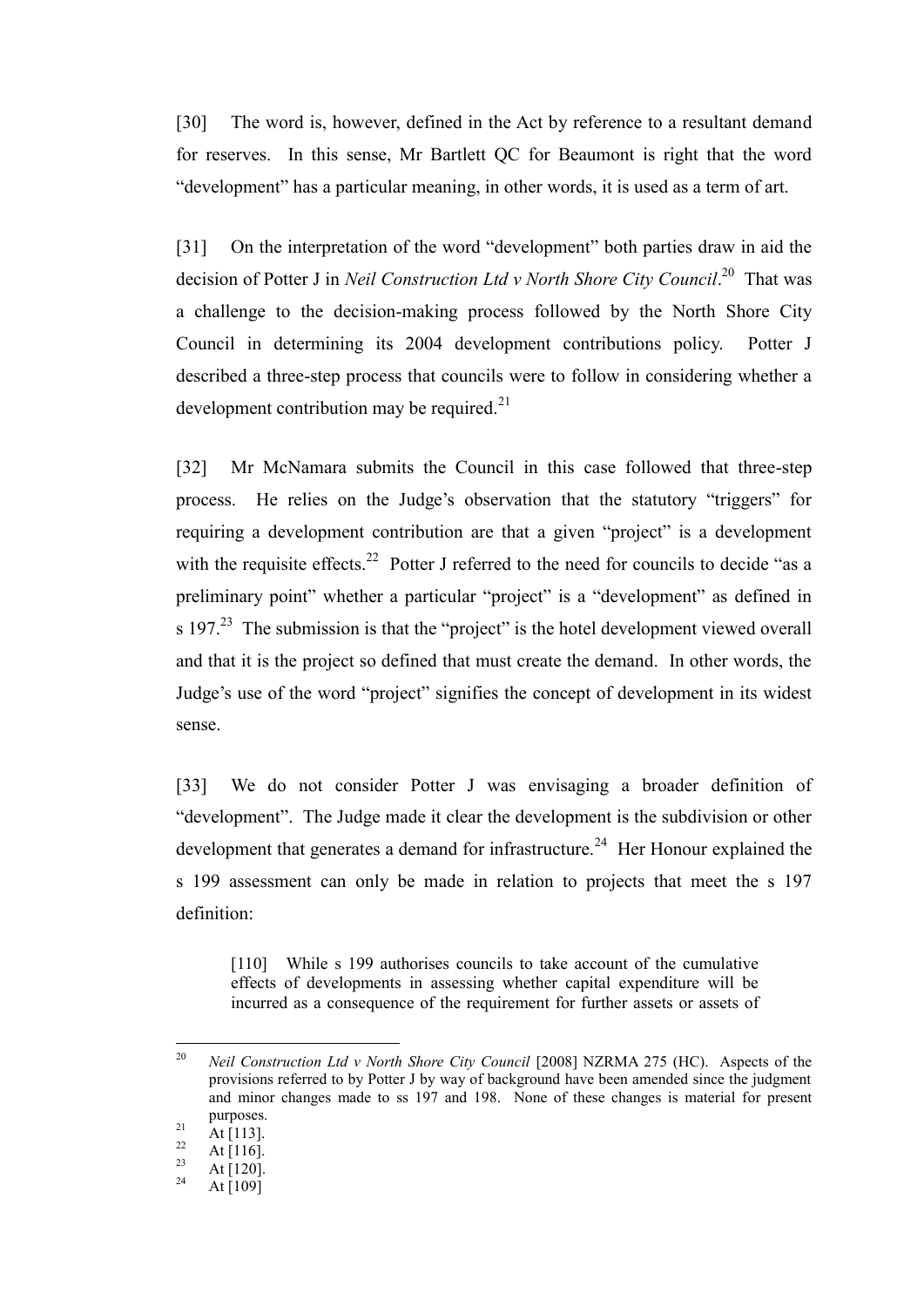[30] The word is, however, defined in the Act by reference to a resultant demand for reserves. In this sense, Mr Bartlett QC for Beaumont is right that the word "development" has a particular meaning, in other words, it is used as a term of art.

[31] On the interpretation of the word "development" both parties draw in aid the decision of Potter J in *Neil Construction Ltd v North Shore City Council*.[20] That was a challenge to the decision-making process followed by the North Shore City Council in determining its 2004 development contributions policy. Potter J described a three-step process that councils were to follow in considering whether a development contribution may be required.[21]

[32] Mr McNamara submits the Council in this case followed that three-step process. He relies on the Judge's observation that the statutory "triggers" for requiring a development contribution are that a given "project" is a development with the requisite effects.[22] Potter J referred to the need for councils to decide "as a preliminary point" whether a particular "project" is a "development" as defined in s 197.[23] The submission is that the "project" is the hotel development viewed overall and that it is the project so defined that must create the demand. In other words, the Judge's use of the word "project" signifies the concept of development in its widest sense.

[33] We do not consider Potter J was envisaging a broader definition of "development". The Judge made it clear the development is the subdivision or other development that generates a demand for infrastructure.[24] Her Honour explained the s 199 assessment can only be made in relation to projects that meet the s 197 definition:

> [110] While s 199 authorises councils to take account of the cumulative effects of developments in assessing whether capital expenditure will be incurred as a consequence of the requirement for further assets or assets of

---

[20] *Neil Construction Ltd v North Shore City Council* [2008] NZRMA 275 (HC). Aspects of the provisions referred to by Potter J by way of background have been amended since the judgment and minor changes made to ss 197 and 198. None of these changes is material for present purposes.

[21] At [113].

[22] At [116].

[23] At [120].

[24] At [109]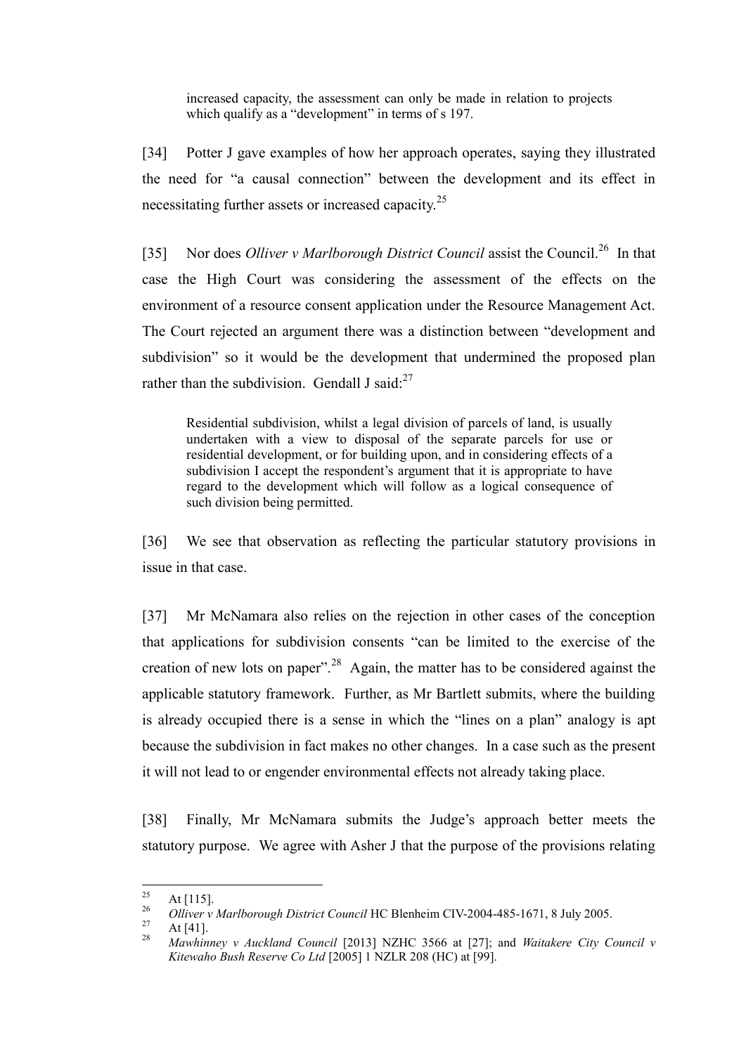> increased capacity, the assessment can only be made in relation to projects which qualify as a "development" in terms of s 197.

[34] Potter J gave examples of how her approach operates, saying they illustrated the need for "a causal connection" between the development and its effect in necessitating further assets or increased capacity.[25]

[35] Nor does *Olliver v Marlborough District Council* assist the Council.[26] In that case the High Court was considering the assessment of the effects on the environment of a resource consent application under the Resource Management Act. The Court rejected an argument there was a distinction between "development and subdivision" so it would be the development that undermined the proposed plan rather than the subdivision. Gendall J said:[27]

> Residential subdivision, whilst a legal division of parcels of land, is usually undertaken with a view to disposal of the separate parcels for use or residential development, or for building upon, and in considering effects of a subdivision I accept the respondent's argument that it is appropriate to have regard to the development which will follow as a logical consequence of such division being permitted.

[36] We see that observation as reflecting the particular statutory provisions in issue in that case.

[37] Mr McNamara also relies on the rejection in other cases of the conception that applications for subdivision consents "can be limited to the exercise of the creation of new lots on paper".[28] Again, the matter has to be considered against the applicable statutory framework. Further, as Mr Bartlett submits, where the building is already occupied there is a sense in which the "lines on a plan" analogy is apt because the subdivision in fact makes no other changes. In a case such as the present it will not lead to or engender environmental effects not already taking place.

[38] Finally, Mr McNamara submits the Judge's approach better meets the statutory purpose. We agree with Asher J that the purpose of the provisions relating

---

[25] At [115].

[26] *Olliver v Marlborough District Council* HC Blenheim CIV-2004-485-1671, 8 July 2005.

[27] At [41].

[28] *Mawhinney v Auckland Council* [2013] NZHC 3566 at [27]; and *Waitakere City Council v Kitewaho Bush Reserve Co Ltd* [2005] 1 NZLR 208 (HC) at [99].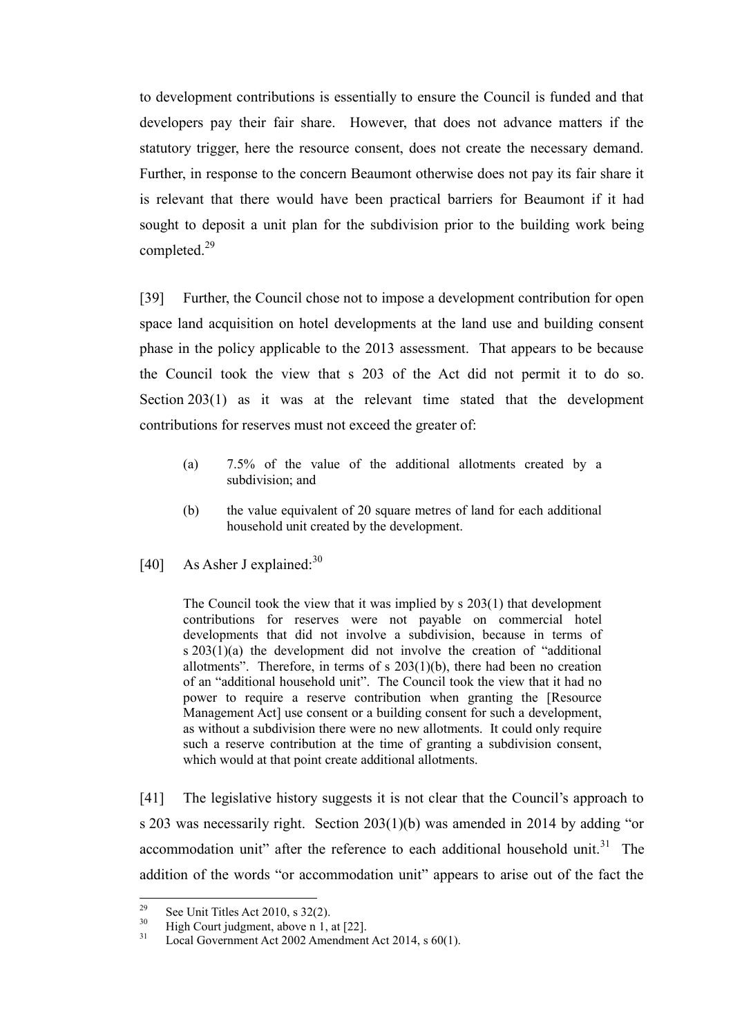to development contributions is essentially to ensure the Council is funded and that developers pay their fair share. However, that does not advance matters if the statutory trigger, here the resource consent, does not create the necessary demand. Further, in response to the concern Beaumont otherwise does not pay its fair share it is relevant that there would have been practical barriers for Beaumont if it had sought to deposit a unit plan for the subdivision prior to the building work being completed.[29]

[39] Further, the Council chose not to impose a development contribution for open space land acquisition on hotel developments at the land use and building consent phase in the policy applicable to the 2013 assessment. That appears to be because the Council took the view that s 203 of the Act did not permit it to do so. Section 203(1) as it was at the relevant time stated that the development contributions for reserves must not exceed the greater of:

> (a) 7.5% of the value of the additional allotments created by a subdivision; and
>
> (b) the value equivalent of 20 square metres of land for each additional household unit created by the development.

[40] As Asher J explained:[30]

> The Council took the view that it was implied by s 203(1) that development contributions for reserves were not payable on commercial hotel developments that did not involve a subdivision, because in terms of s 203(1)(a) the development did not involve the creation of "additional allotments". Therefore, in terms of s 203(1)(b), there had been no creation of an "additional household unit". The Council took the view that it had no power to require a reserve contribution when granting the [Resource Management Act] use consent or a building consent for such a development, as without a subdivision there were no new allotments. It could only require such a reserve contribution at the time of granting a subdivision consent, which would at that point create additional allotments.

[41] The legislative history suggests it is not clear that the Council's approach to s 203 was necessarily right. Section 203(1)(b) was amended in 2014 by adding "or accommodation unit" after the reference to each additional household unit.[31] The addition of the words "or accommodation unit" appears to arise out of the fact the

---

[29] See Unit Titles Act 2010, s 32(2).

[30] High Court judgment, above n 1, at [22].

[31] Local Government Act 2002 Amendment Act 2014, s 60(1).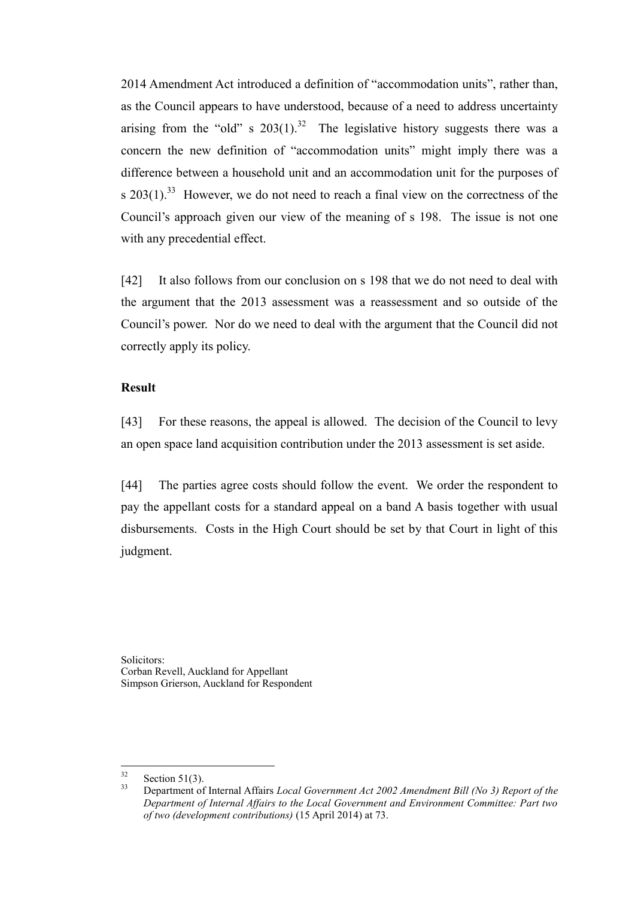2014 Amendment Act introduced a definition of "accommodation units", rather than, as the Council appears to have understood, because of a need to address uncertainty arising from the "old" s 203(1).[32] The legislative history suggests there was a concern the new definition of "accommodation units" might imply there was a difference between a household unit and an accommodation unit for the purposes of s 203(1).[33] However, we do not need to reach a final view on the correctness of the Council's approach given our view of the meaning of s 198. The issue is not one with any precedential effect.

[42] It also follows from our conclusion on s 198 that we do not need to deal with the argument that the 2013 assessment was a reassessment and so outside of the Council's power. Nor do we need to deal with the argument that the Council did not correctly apply its policy.

**Result**

[43] For these reasons, the appeal is allowed. The decision of the Council to levy an open space land acquisition contribution under the 2013 assessment is set aside.

[44] The parties agree costs should follow the event. We order the respondent to pay the appellant costs for a standard appeal on a band A basis together with usual disbursements. Costs in the High Court should be set by that Court in light of this judgment.

Solicitors:
Corban Revell, Auckland for Appellant
Simpson Grierson, Auckland for Respondent

---

[32] Section 51(3).

[33] Department of Internal Affairs *Local Government Act 2002 Amendment Bill (No 3) Report of the Department of Internal Affairs to the Local Government and Environment Committee: Part two of two (development contributions)* (15 April 2014) at 73.